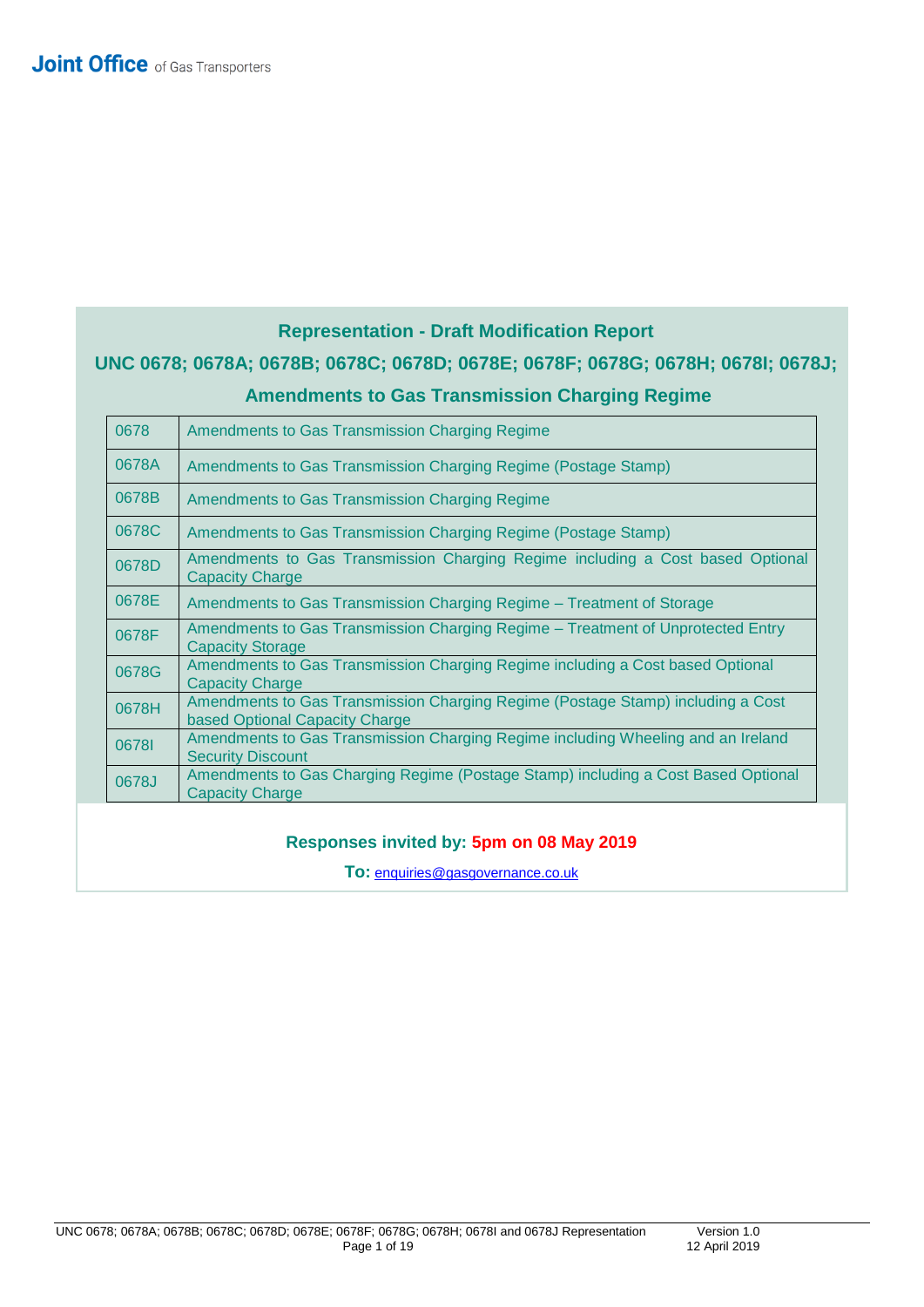Joint Office of Gas Transporters

## Representation - Draft Modification Report

## UNC 0678; 0678A; 0678B; 0678C; 0678D; 0678E; 0678F; 0678G; 0678H; 0678I; 0678J;

## Amendments to Gas Transmission Charging Regime

| | |
|---|---|
| 0678 | Amendments to Gas Transmission Charging Regime |
| 0678A | Amendments to Gas Transmission Charging Regime (Postage Stamp) |
| 0678B | Amendments to Gas Transmission Charging Regime |
| 0678C | Amendments to Gas Transmission Charging Regime (Postage Stamp) |
| 0678D | Amendments to Gas Transmission Charging Regime including a Cost based Optional Capacity Charge |
| 0678E | Amendments to Gas Transmission Charging Regime – Treatment of Storage |
| 0678F | Amendments to Gas Transmission Charging Regime – Treatment of Unprotected Entry Capacity Storage |
| 0678G | Amendments to Gas Transmission Charging Regime including a Cost based Optional Capacity Charge |
| 0678H | Amendments to Gas Transmission Charging Regime (Postage Stamp) including a Cost based Optional Capacity Charge |
| 0678I | Amendments to Gas Transmission Charging Regime including Wheeling and an Ireland Security Discount |
| 0678J | Amendments to Gas Charging Regime (Postage Stamp) including a Cost Based Optional Capacity Charge |

**Responses invited by: 5pm on 08 May 2019**

**To:** enquiries@gasgovernance.co.uk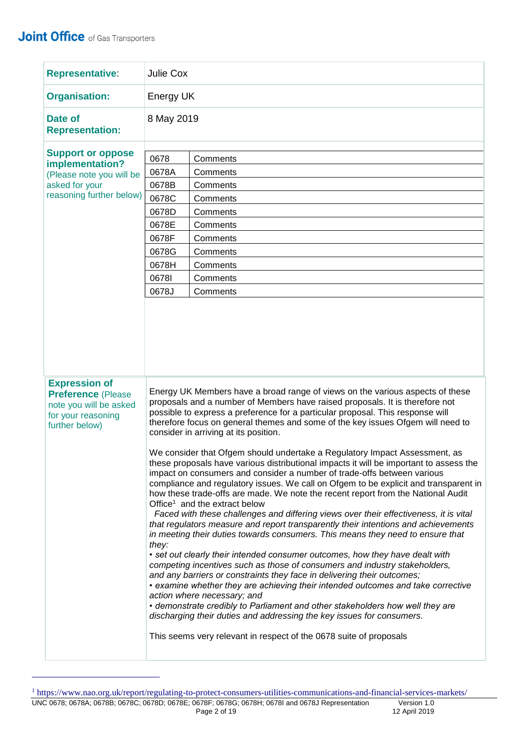| | |
|---|---|
| **Representative:** | Julie Cox |
| **Organisation:** | Energy UK |
| **Date of Representation:** | 8 May 2019 |

**Support or oppose implementation?** (Please note you will be asked for your reasoning further below)

| | |
|---|---|
| 0678 | Comments |
| 0678A | Comments |
| 0678B | Comments |
| 0678C | Comments |
| 0678D | Comments |
| 0678E | Comments |
| 0678F | Comments |
| 0678G | Comments |
| 0678H | Comments |
| 0678I | Comments |
| 0678J | Comments |

**Expression of Preference** (Please note you will be asked for your reasoning further below)

Energy UK Members have a broad range of views on the various aspects of these proposals and a number of Members have raised proposals. It is therefore not possible to express a preference for a particular proposal. This response will therefore focus on general themes and some of the key issues Ofgem will need to consider in arriving at its position.

We consider that Ofgem should undertake a Regulatory Impact Assessment, as these proposals have various distributional impacts it will be important to assess the impact on consumers and consider a number of trade-offs between various compliance and regulatory issues. We call on Ofgem to be explicit and transparent in how these trade-offs are made. We note the recent report from the National Audit Office[1] and the extract below

*Faced with these challenges and differing views over their effectiveness, it is vital that regulators measure and report transparently their intentions and achievements in meeting their duties towards consumers. This means they need to ensure that they:*

- *set out clearly their intended consumer outcomes, how they have dealt with competing incentives such as those of consumers and industry stakeholders, and any barriers or constraints they face in delivering their outcomes;*
- *examine whether they are achieving their intended outcomes and take corrective action where necessary; and*
- *demonstrate credibly to Parliament and other stakeholders how well they are discharging their duties and addressing the key issues for consumers.*

This seems very relevant in respect of the 0678 suite of proposals

[1] https://www.nao.org.uk/report/regulating-to-protect-consumers-utilities-communications-and-financial-services-markets/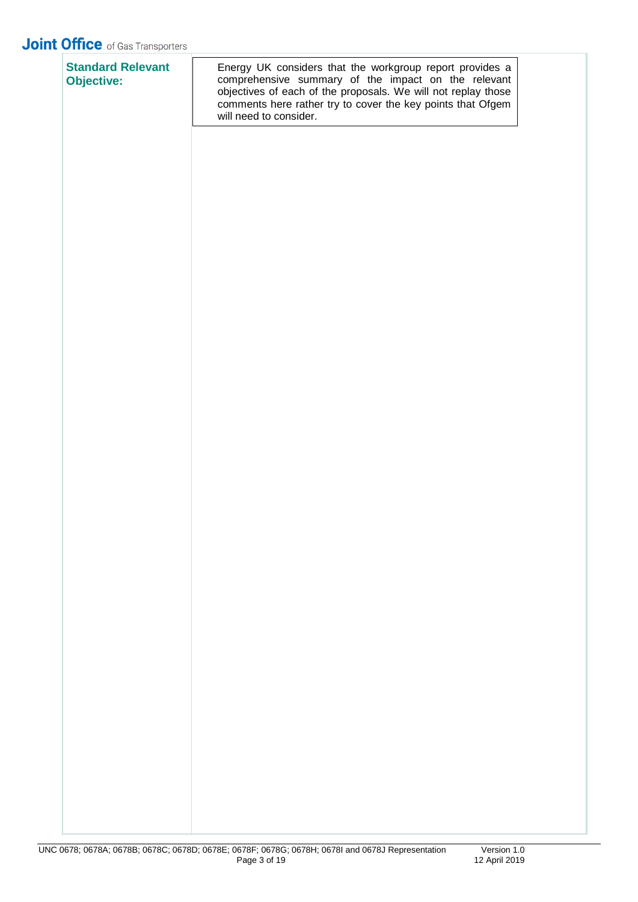| **Standard Relevant Objective:** | Energy UK considers that the workgroup report provides a comprehensive summary of the impact on the relevant objectives of each of the proposals. We will not replay those comments here rather try to cover the key points that Ofgem will need to consider. |
|---|---|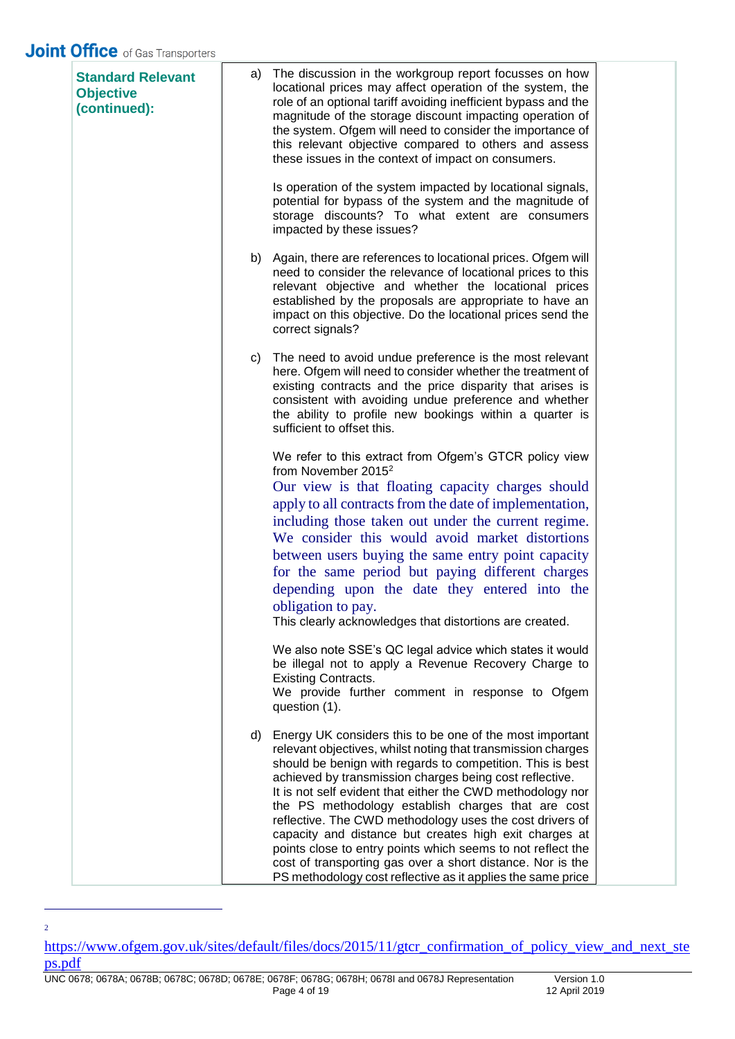| **Standard Relevant Objective (continued):** | a) The discussion in the workgroup report focusses on how locational prices may affect operation of the system, the role of an optional tariff avoiding inefficient bypass and the magnitude of the storage discount impacting operation of the system. Ofgem will need to consider the importance of this relevant objective compared to others and assess these issues in the context of impact on consumers.<br><br>Is operation of the system impacted by locational signals, potential for bypass of the system and the magnitude of storage discounts? To what extent are consumers impacted by these issues?<br><br>b) Again, there are references to locational prices. Ofgem will need to consider the relevance of locational prices to this relevant objective and whether the locational prices established by the proposals are appropriate to have an impact on this objective. Do the locational prices send the correct signals?<br><br>c) The need to avoid undue preference is the most relevant here. Ofgem will need to consider whether the treatment of existing contracts and the price disparity that arises is consistent with avoiding undue preference and whether the ability to profile new bookings within a quarter is sufficient to offset this.<br><br>We refer to this extract from Ofgem's GTCR policy view from November 2015[2]<br>Our view is that floating capacity charges should apply to all contracts from the date of implementation, including those taken out under the current regime. We consider this would avoid market distortions between users buying the same entry point capacity for the same period but paying different charges depending upon the date they entered into the obligation to pay.<br>This clearly acknowledges that distortions are created.<br><br>We also note SSE's QC legal advice which states it would be illegal not to apply a Revenue Recovery Charge to Existing Contracts.<br>We provide further comment in response to Ofgem question (1).<br><br>d) Energy UK considers this to be one of the most important relevant objectives, whilst noting that transmission charges should be benign with regards to competition. This is best achieved by transmission charges being cost reflective.<br>It is not self evident that either the CWD methodology nor the PS methodology establish charges that are cost reflective. The CWD methodology uses the cost drivers of capacity and distance but creates high exit charges at points close to entry points which seems to not reflect the cost of transporting gas over a short distance. Nor is the PS methodology cost reflective as it applies the same price |
|---|---|

[2] https://www.ofgem.gov.uk/sites/default/files/docs/2015/11/gtcr_confirmation_of_policy_view_and_next_steps.pdf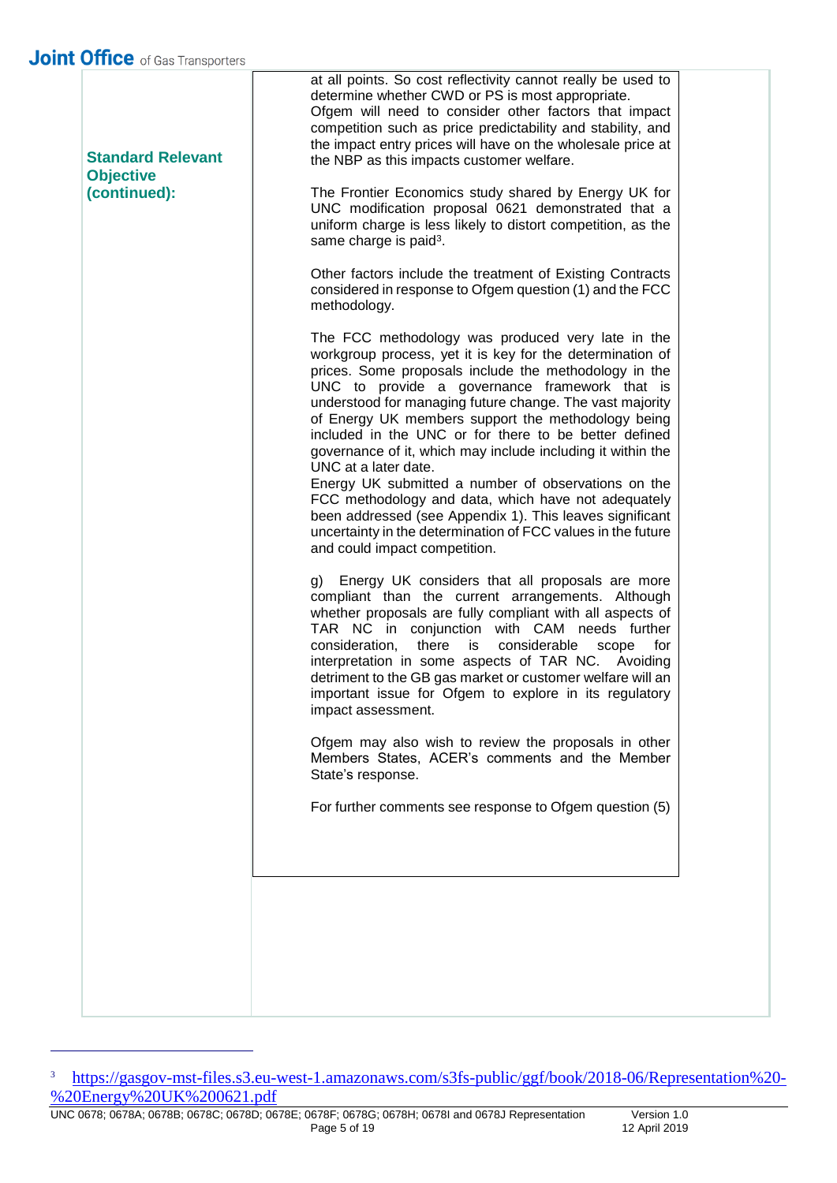| | |
|---|---|
| **Standard Relevant Objective (continued):** | at all points. So cost reflectivity cannot really be used to determine whether CWD or PS is most appropriate. Ofgem will need to consider other factors that impact competition such as price predictability and stability, and the impact entry prices will have on the wholesale price at the NBP as this impacts customer welfare.<br><br>The Frontier Economics study shared by Energy UK for UNC modification proposal 0621 demonstrated that a uniform charge is less likely to distort competition, as the same charge is paid[3].<br><br>Other factors include the treatment of Existing Contracts considered in response to Ofgem question (1) and the FCC methodology.<br><br>The FCC methodology was produced very late in the workgroup process, yet it is key for the determination of prices. Some proposals include the methodology in the UNC to provide a governance framework that is understood for managing future change. The vast majority of Energy UK members support the methodology being included in the UNC or for there to be better defined governance of it, which may include including it within the UNC at a later date.<br>Energy UK submitted a number of observations on the FCC methodology and data, which have not adequately been addressed (see Appendix 1). This leaves significant uncertainty in the determination of FCC values in the future and could impact competition.<br><br>g) Energy UK considers that all proposals are more compliant than the current arrangements. Although whether proposals are fully compliant with all aspects of TAR NC in conjunction with CAM needs further consideration, there is considerable scope for interpretation in some aspects of TAR NC. Avoiding detriment to the GB gas market or customer welfare will an important issue for Ofgem to explore in its regulatory impact assessment.<br><br>Ofgem may also wish to review the proposals in other Members States, ACER's comments and the Member State's response.<br><br>For further comments see response to Ofgem question (5) |

[3] https://gasgov-mst-files.s3.eu-west-1.amazonaws.com/s3fs-public/ggf/book/2018-06/Representation%20-%20Energy%20UK%200621.pdf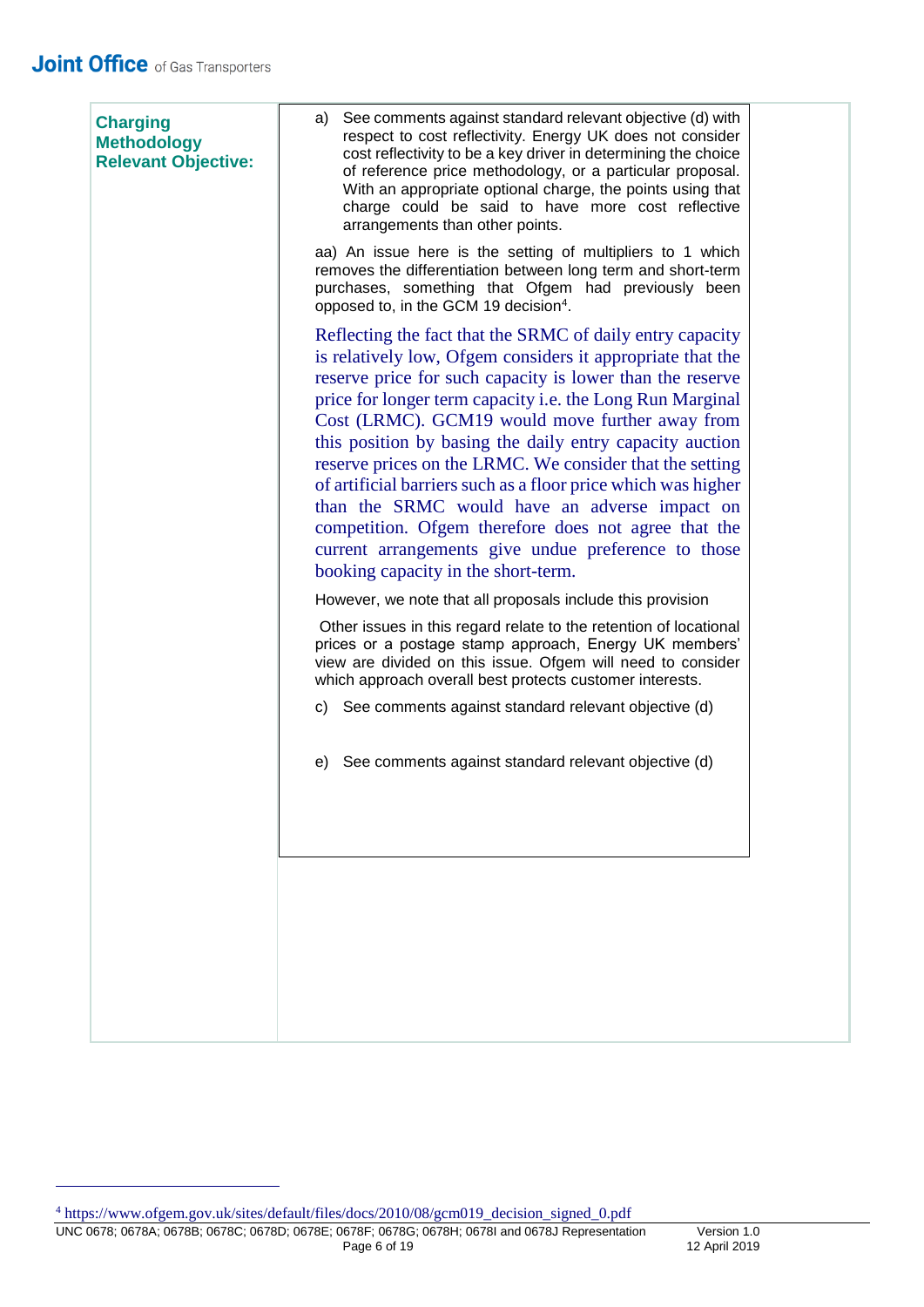| **Charging Methodology Relevant Objective:** | a) See comments against standard relevant objective (d) with respect to cost reflectivity. Energy UK does not consider cost reflectivity to be a key driver in determining the choice of reference price methodology, or a particular proposal. With an appropriate optional charge, the points using that charge could be said to have more cost reflective arrangements than other points.<br><br>aa) An issue here is the setting of multipliers to 1 which removes the differentiation between long term and short-term purchases, something that Ofgem had previously been opposed to, in the GCM 19 decision[4].<br><br>Reflecting the fact that the SRMC of daily entry capacity is relatively low, Ofgem considers it appropriate that the reserve price for such capacity is lower than the reserve price for longer term capacity i.e. the Long Run Marginal Cost (LRMC). GCM19 would move further away from this position by basing the daily entry capacity auction reserve prices on the LRMC. We consider that the setting of artificial barriers such as a floor price which was higher than the SRMC would have an adverse impact on competition. Ofgem therefore does not agree that the current arrangements give undue preference to those booking capacity in the short-term.<br><br>However, we note that all proposals include this provision<br><br>Other issues in this regard relate to the retention of locational prices or a postage stamp approach, Energy UK members' view are divided on this issue. Ofgem will need to consider which approach overall best protects customer interests.<br><br>c) See comments against standard relevant objective (d)<br><br>e) See comments against standard relevant objective (d) |
|---|---|

[4] https://www.ofgem.gov.uk/sites/default/files/docs/2010/08/gcm019_decision_signed_0.pdf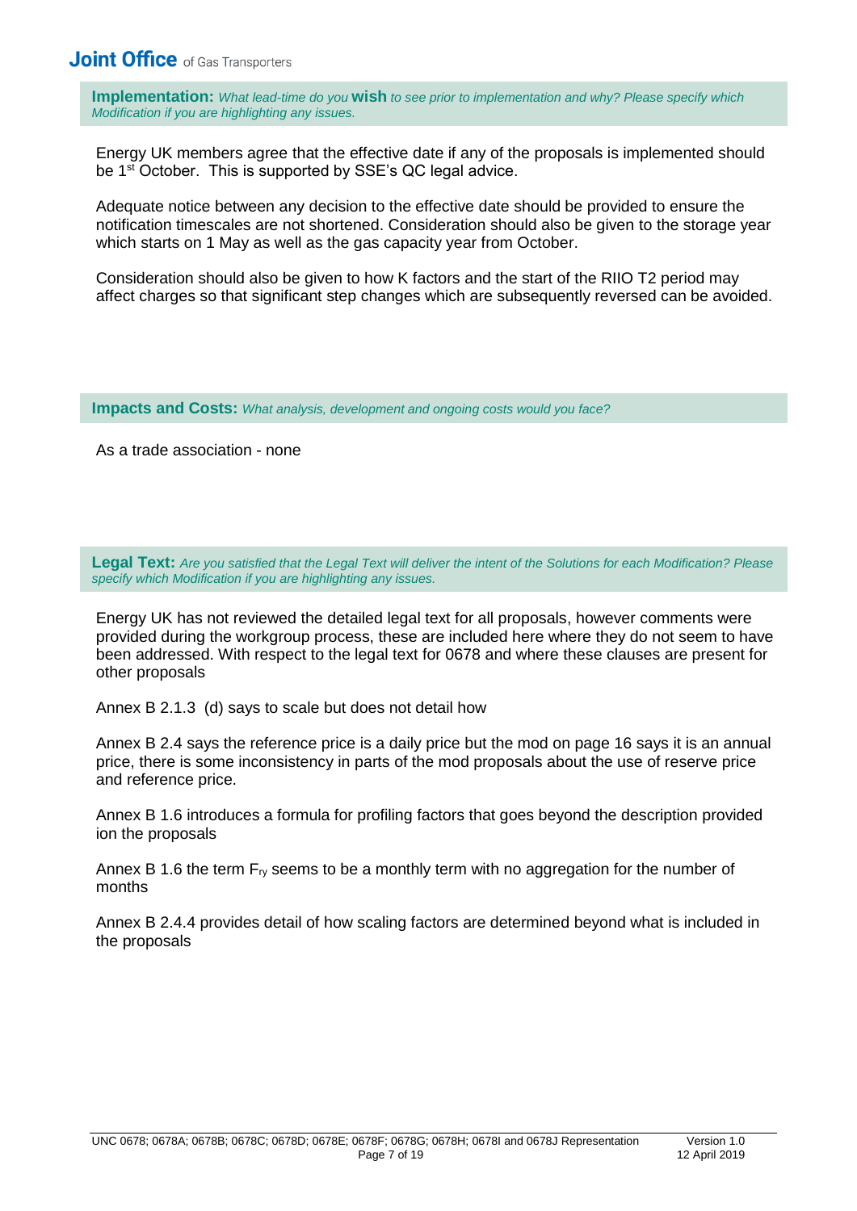**Implementation:** *What lead-time do you* **wish** *to see prior to implementation and why? Please specify which Modification if you are highlighting any issues.*

Energy UK members agree that the effective date if any of the proposals is implemented should be 1st October. This is supported by SSE's QC legal advice.

Adequate notice between any decision to the effective date should be provided to ensure the notification timescales are not shortened. Consideration should also be given to the storage year which starts on 1 May as well as the gas capacity year from October.

Consideration should also be given to how K factors and the start of the RIIO T2 period may affect charges so that significant step changes which are subsequently reversed can be avoided.

**Impacts and Costs:** *What analysis, development and ongoing costs would you face?*

As a trade association - none

**Legal Text:** *Are you satisfied that the Legal Text will deliver the intent of the Solutions for each Modification? Please specify which Modification if you are highlighting any issues.*

Energy UK has not reviewed the detailed legal text for all proposals, however comments were provided during the workgroup process, these are included here where they do not seem to have been addressed. With respect to the legal text for 0678 and where these clauses are present for other proposals

Annex B 2.1.3 (d) says to scale but does not detail how

Annex B 2.4 says the reference price is a daily price but the mod on page 16 says it is an annual price, there is some inconsistency in parts of the mod proposals about the use of reserve price and reference price.

Annex B 1.6 introduces a formula for profiling factors that goes beyond the description provided ion the proposals

Annex B 1.6 the term $F_{ry}$ seems to be a monthly term with no aggregation for the number of months

Annex B 2.4.4 provides detail of how scaling factors are determined beyond what is included in the proposals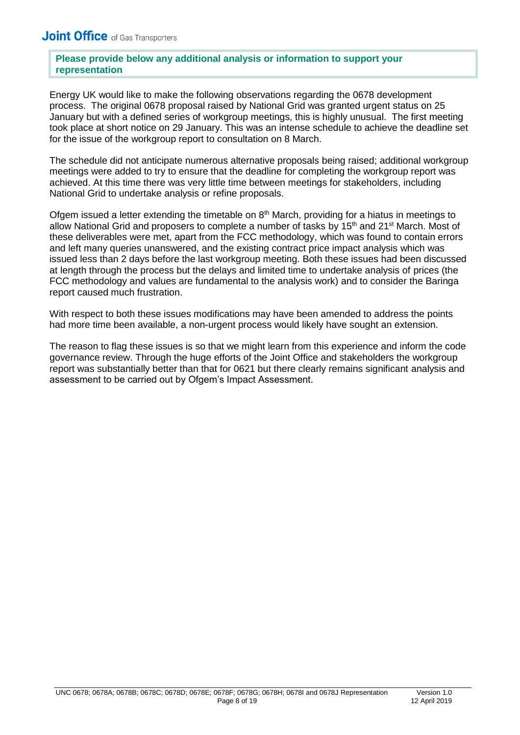**Please provide below any additional analysis or information to support your representation**

Energy UK would like to make the following observations regarding the 0678 development process. The original 0678 proposal raised by National Grid was granted urgent status on 25 January but with a defined series of workgroup meetings, this is highly unusual. The first meeting took place at short notice on 29 January. This was an intense schedule to achieve the deadline set for the issue of the workgroup report to consultation on 8 March.

The schedule did not anticipate numerous alternative proposals being raised; additional workgroup meetings were added to try to ensure that the deadline for completing the workgroup report was achieved. At this time there was very little time between meetings for stakeholders, including National Grid to undertake analysis or refine proposals.

Ofgem issued a letter extending the timetable on 8th March, providing for a hiatus in meetings to allow National Grid and proposers to complete a number of tasks by 15th and 21st March. Most of these deliverables were met, apart from the FCC methodology, which was found to contain errors and left many queries unanswered, and the existing contract price impact analysis which was issued less than 2 days before the last workgroup meeting. Both these issues had been discussed at length through the process but the delays and limited time to undertake analysis of prices (the FCC methodology and values are fundamental to the analysis work) and to consider the Baringa report caused much frustration.

With respect to both these issues modifications may have been amended to address the points had more time been available, a non-urgent process would likely have sought an extension.

The reason to flag these issues is so that we might learn from this experience and inform the code governance review. Through the huge efforts of the Joint Office and stakeholders the workgroup report was substantially better than that for 0621 but there clearly remains significant analysis and assessment to be carried out by Ofgem's Impact Assessment.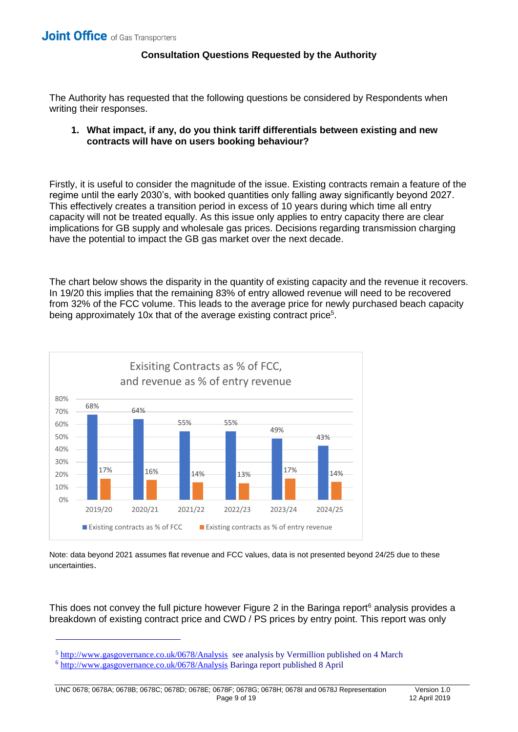## Consultation Questions Requested by the Authority

The Authority has requested that the following questions be considered by Respondents when writing their responses.

1. **What impact, if any, do you think tariff differentials between existing and new contracts will have on users booking behaviour?**

Firstly, it is useful to consider the magnitude of the issue. Existing contracts remain a feature of the regime until the early 2030's, with booked quantities only falling away significantly beyond 2027. This effectively creates a transition period in excess of 10 years during which time all entry capacity will not be treated equally. As this issue only applies to entry capacity there are clear implications for GB supply and wholesale gas prices. Decisions regarding transmission charging have the potential to impact the GB gas market over the next decade.

The chart below shows the disparity in the quantity of existing capacity and the revenue it recovers. In 19/20 this implies that the remaining 83% of entry allowed revenue will need to be recovered from 32% of the FCC volume. This leads to the average price for newly purchased beach capacity being approximately 10x that of the average existing contract price[5].

**Exisiting Contracts as % of FCC, and revenue as % of entry revenue**

| Year | Existing contracts as % of FCC | Existing contracts as % of entry revenue |
|---|---|---|
| 2019/20 | 68% | 17% |
| 2020/21 | 64% | 16% |
| 2021/22 | 55% | 14% |
| 2022/23 | 55% | 13% |
| 2023/24 | 49% | 17% |
| 2024/25 | 43% | 14% |

Note: data beyond 2021 assumes flat revenue and FCC values, data is not presented beyond 24/25 due to these uncertainties.

This does not convey the full picture however Figure 2 in the Baringa report[6] analysis provides a breakdown of existing contract price and CWD / PS prices by entry point. This report was only

---

[5] http://www.gasgovernance.co.uk/0678/Analysis see analysis by Vermillion published on 4 March

[6] http://www.gasgovernance.co.uk/0678/Analysis Baringa report published 8 April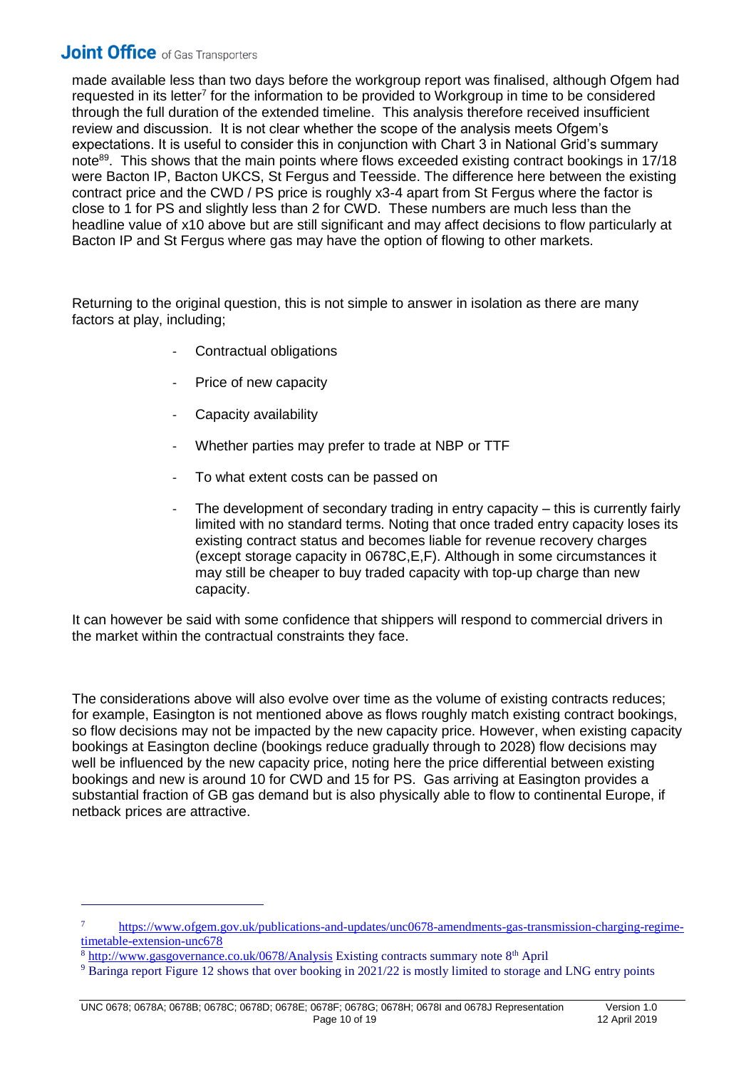made available less than two days before the workgroup report was finalised, although Ofgem had requested in its letter[7] for the information to be provided to Workgroup in time to be considered through the full duration of the extended timeline. This analysis therefore received insufficient review and discussion. It is not clear whether the scope of the analysis meets Ofgem's expectations. It is useful to consider this in conjunction with Chart 3 in National Grid's summary note[8,9]. This shows that the main points where flows exceeded existing contract bookings in 17/18 were Bacton IP, Bacton UKCS, St Fergus and Teesside. The difference here between the existing contract price and the CWD / PS price is roughly x3-4 apart from St Fergus where the factor is close to 1 for PS and slightly less than 2 for CWD. These numbers are much less than the headline value of x10 above but are still significant and may affect decisions to flow particularly at Bacton IP and St Fergus where gas may have the option of flowing to other markets.

Returning to the original question, this is not simple to answer in isolation as there are many factors at play, including;

- Contractual obligations
- Price of new capacity
- Capacity availability
- Whether parties may prefer to trade at NBP or TTF
- To what extent costs can be passed on
- The development of secondary trading in entry capacity – this is currently fairly limited with no standard terms. Noting that once traded entry capacity loses its existing contract status and becomes liable for revenue recovery charges (except storage capacity in 0678C,E,F). Although in some circumstances it may still be cheaper to buy traded capacity with top-up charge than new capacity.

It can however be said with some confidence that shippers will respond to commercial drivers in the market within the contractual constraints they face.

The considerations above will also evolve over time as the volume of existing contracts reduces; for example, Easington is not mentioned above as flows roughly match existing contract bookings, so flow decisions may not be impacted by the new capacity price. However, when existing capacity bookings at Easington decline (bookings reduce gradually through to 2028) flow decisions may well be influenced by the new capacity price, noting here the price differential between existing bookings and new is around 10 for CWD and 15 for PS. Gas arriving at Easington provides a substantial fraction of GB gas demand but is also physically able to flow to continental Europe, if netback prices are attractive.

---

[7] https://www.ofgem.gov.uk/publications-and-updates/unc0678-amendments-gas-transmission-charging-regime-timetable-extension-unc678

[8] http://www.gasgovernance.co.uk/0678/Analysis Existing contracts summary note 8th April

[9] Baringa report Figure 12 shows that over booking in 2021/22 is mostly limited to storage and LNG entry points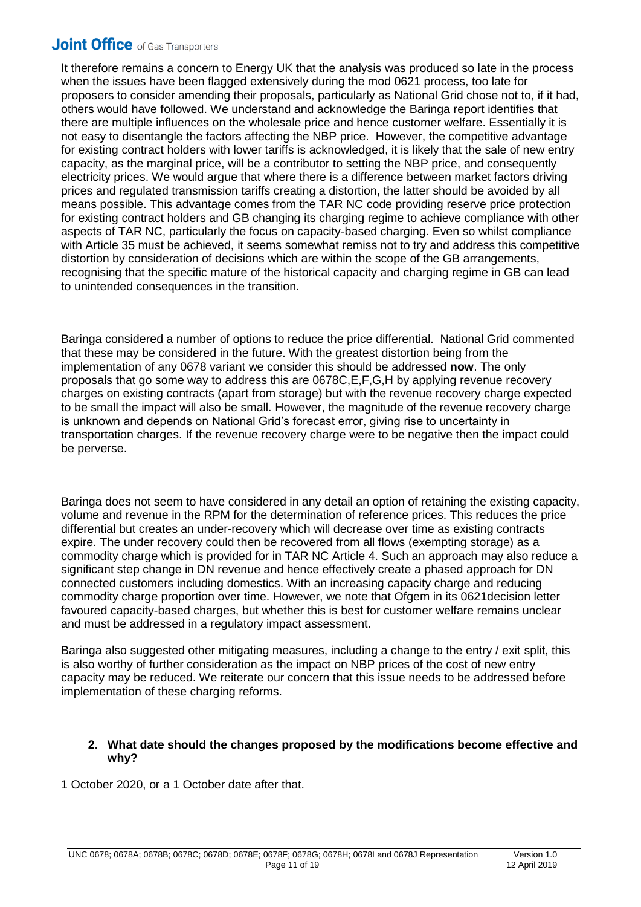It therefore remains a concern to Energy UK that the analysis was produced so late in the process when the issues have been flagged extensively during the mod 0621 process, too late for proposers to consider amending their proposals, particularly as National Grid chose not to, if it had, others would have followed. We understand and acknowledge the Baringa report identifies that there are multiple influences on the wholesale price and hence customer welfare. Essentially it is not easy to disentangle the factors affecting the NBP price. However, the competitive advantage for existing contract holders with lower tariffs is acknowledged, it is likely that the sale of new entry capacity, as the marginal price, will be a contributor to setting the NBP price, and consequently electricity prices. We would argue that where there is a difference between market factors driving prices and regulated transmission tariffs creating a distortion, the latter should be avoided by all means possible. This advantage comes from the TAR NC code providing reserve price protection for existing contract holders and GB changing its charging regime to achieve compliance with other aspects of TAR NC, particularly the focus on capacity-based charging. Even so whilst compliance with Article 35 must be achieved, it seems somewhat remiss not to try and address this competitive distortion by consideration of decisions which are within the scope of the GB arrangements, recognising that the specific mature of the historical capacity and charging regime in GB can lead to unintended consequences in the transition.

Baringa considered a number of options to reduce the price differential. National Grid commented that these may be considered in the future. With the greatest distortion being from the implementation of any 0678 variant we consider this should be addressed **now**. The only proposals that go some way to address this are 0678C,E,F,G,H by applying revenue recovery charges on existing contracts (apart from storage) but with the revenue recovery charge expected to be small the impact will also be small. However, the magnitude of the revenue recovery charge is unknown and depends on National Grid's forecast error, giving rise to uncertainty in transportation charges. If the revenue recovery charge were to be negative then the impact could be perverse.

Baringa does not seem to have considered in any detail an option of retaining the existing capacity, volume and revenue in the RPM for the determination of reference prices. This reduces the price differential but creates an under-recovery which will decrease over time as existing contracts expire. The under recovery could then be recovered from all flows (exempting storage) as a commodity charge which is provided for in TAR NC Article 4. Such an approach may also reduce a significant step change in DN revenue and hence effectively create a phased approach for DN connected customers including domestics. With an increasing capacity charge and reducing commodity charge proportion over time. However, we note that Ofgem in its 0621decision letter favoured capacity-based charges, but whether this is best for customer welfare remains unclear and must be addressed in a regulatory impact assessment.

Baringa also suggested other mitigating measures, including a change to the entry / exit split, this is also worthy of further consideration as the impact on NBP prices of the cost of new entry capacity may be reduced. We reiterate our concern that this issue needs to be addressed before implementation of these charging reforms.

**2. What date should the changes proposed by the modifications become effective and why?**

1 October 2020, or a 1 October date after that.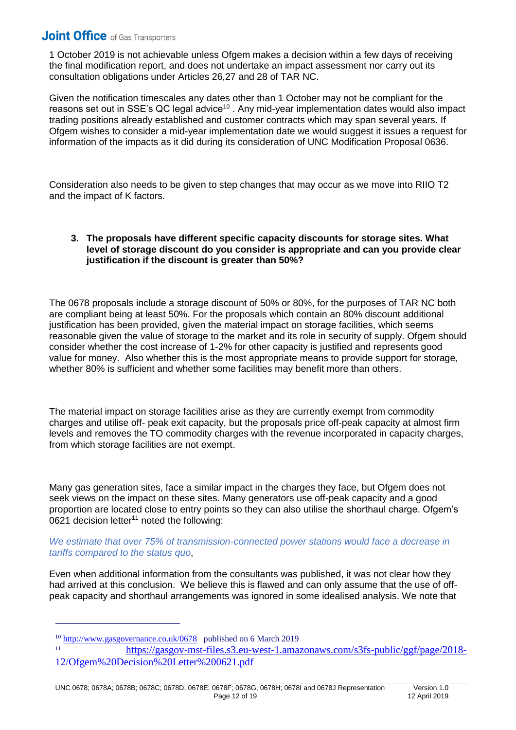1 October 2019 is not achievable unless Ofgem makes a decision within a few days of receiving the final modification report, and does not undertake an impact assessment nor carry out its consultation obligations under Articles 26,27 and 28 of TAR NC.

Given the notification timescales any dates other than 1 October may not be compliant for the reasons set out in SSE's QC legal advice[10] . Any mid-year implementation dates would also impact trading positions already established and customer contracts which may span several years. If Ofgem wishes to consider a mid-year implementation date we would suggest it issues a request for information of the impacts as it did during its consideration of UNC Modification Proposal 0636.

Consideration also needs to be given to step changes that may occur as we move into RIIO T2 and the impact of K factors.

**3. The proposals have different specific capacity discounts for storage sites. What level of storage discount do you consider is appropriate and can you provide clear justification if the discount is greater than 50%?**

The 0678 proposals include a storage discount of 50% or 80%, for the purposes of TAR NC both are compliant being at least 50%. For the proposals which contain an 80% discount additional justification has been provided, given the material impact on storage facilities, which seems reasonable given the value of storage to the market and its role in security of supply. Ofgem should consider whether the cost increase of 1-2% for other capacity is justified and represents good value for money. Also whether this is the most appropriate means to provide support for storage, whether 80% is sufficient and whether some facilities may benefit more than others.

The material impact on storage facilities arise as they are currently exempt from commodity charges and utilise off- peak exit capacity, but the proposals price off-peak capacity at almost firm levels and removes the TO commodity charges with the revenue incorporated in capacity charges, from which storage facilities are not exempt.

Many gas generation sites, face a similar impact in the charges they face, but Ofgem does not seek views on the impact on these sites. Many generators use off-peak capacity and a good proportion are located close to entry points so they can also utilise the shorthaul charge. Ofgem's 0621 decision letter[11] noted the following:

*We estimate that over 75% of transmission-connected power stations would face a decrease in tariffs compared to the status quo*,

Even when additional information from the consultants was published, it was not clear how they had arrived at this conclusion. We believe this is flawed and can only assume that the use of off-peak capacity and shorthaul arrangements was ignored in some idealised analysis. We note that

---

[10] http://www.gasgovernance.co.uk/0678 published on 6 March 2019

[11] https://gasgov-mst-files.s3.eu-west-1.amazonaws.com/s3fs-public/ggf/page/2018-12/Ofgem%20Decision%20Letter%200621.pdf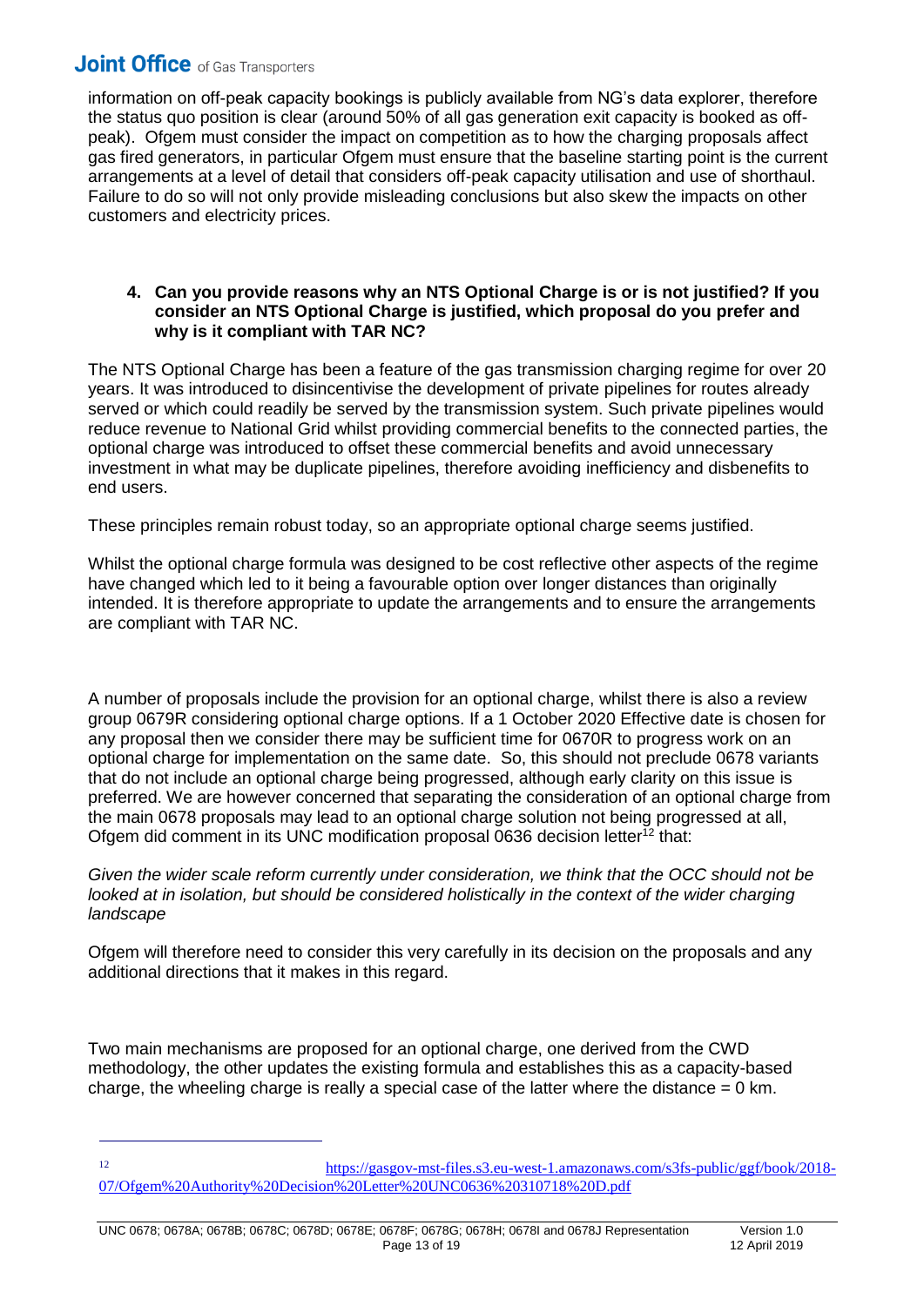information on off-peak capacity bookings is publicly available from NG's data explorer, therefore the status quo position is clear (around 50% of all gas generation exit capacity is booked as off-peak). Ofgem must consider the impact on competition as to how the charging proposals affect gas fired generators, in particular Ofgem must ensure that the baseline starting point is the current arrangements at a level of detail that considers off-peak capacity utilisation and use of shorthaul. Failure to do so will not only provide misleading conclusions but also skew the impacts on other customers and electricity prices.

**4. Can you provide reasons why an NTS Optional Charge is or is not justified? If you consider an NTS Optional Charge is justified, which proposal do you prefer and why is it compliant with TAR NC?**

The NTS Optional Charge has been a feature of the gas transmission charging regime for over 20 years. It was introduced to disincentivise the development of private pipelines for routes already served or which could readily be served by the transmission system. Such private pipelines would reduce revenue to National Grid whilst providing commercial benefits to the connected parties, the optional charge was introduced to offset these commercial benefits and avoid unnecessary investment in what may be duplicate pipelines, therefore avoiding inefficiency and disbenefits to end users.

These principles remain robust today, so an appropriate optional charge seems justified.

Whilst the optional charge formula was designed to be cost reflective other aspects of the regime have changed which led to it being a favourable option over longer distances than originally intended. It is therefore appropriate to update the arrangements and to ensure the arrangements are compliant with TAR NC.

A number of proposals include the provision for an optional charge, whilst there is also a review group 0679R considering optional charge options. If a 1 October 2020 Effective date is chosen for any proposal then we consider there may be sufficient time for 0670R to progress work on an optional charge for implementation on the same date. So, this should not preclude 0678 variants that do not include an optional charge being progressed, although early clarity on this issue is preferred. We are however concerned that separating the consideration of an optional charge from the main 0678 proposals may lead to an optional charge solution not being progressed at all, Ofgem did comment in its UNC modification proposal 0636 decision letter[12] that:

*Given the wider scale reform currently under consideration, we think that the OCC should not be looked at in isolation, but should be considered holistically in the context of the wider charging landscape*

Ofgem will therefore need to consider this very carefully in its decision on the proposals and any additional directions that it makes in this regard.

Two main mechanisms are proposed for an optional charge, one derived from the CWD methodology, the other updates the existing formula and establishes this as a capacity-based charge, the wheeling charge is really a special case of the latter where the distance = 0 km.

---

[12] https://gasgov-mst-files.s3.eu-west-1.amazonaws.com/s3fs-public/ggf/book/2018-07/Ofgem%20Authority%20Decision%20Letter%20UNC0636%20310718%20D.pdf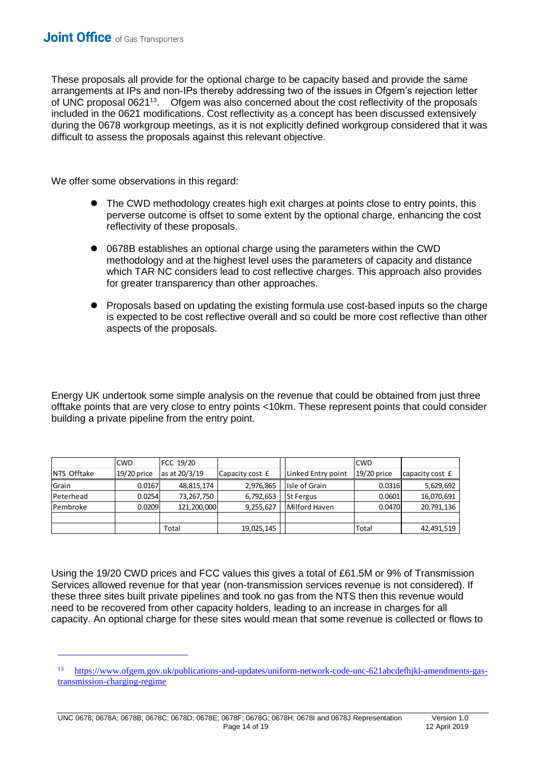These proposals all provide for the optional charge to be capacity based and provide the same arrangements at IPs and non-IPs thereby addressing two of the issues in Ofgem's rejection letter of UNC proposal 0621[13]. Ofgem was also concerned about the cost reflectivity of the proposals included in the 0621 modifications. Cost reflectivity as a concept has been discussed extensively during the 0678 workgroup meetings, as it is not explicitly defined workgroup considered that it was difficult to assess the proposals against this relevant objective.

We offer some observations in this regard:

- The CWD methodology creates high exit charges at points close to entry points, this perverse outcome is offset to some extent by the optional charge, enhancing the cost reflectivity of these proposals.
- 0678B establishes an optional charge using the parameters within the CWD methodology and at the highest level uses the parameters of capacity and distance which TAR NC considers lead to cost reflective charges. This approach also provides for greater transparency than other approaches.
- Proposals based on updating the existing formula use cost-based inputs so the charge is expected to be cost reflective overall and so could be more cost reflective than other aspects of the proposals.

Energy UK undertook some simple analysis on the revenue that could be obtained from just three offtake points that are very close to entry points <10km. These represent points that could consider building a private pipeline from the entry point.

| NTS Offtake | CWD 19/20 price | FCC 19/20 as at 20/3/19 | Capacity cost £ | | Linked Entry point | CWD 19/20 price | capacity cost £ |
|---|---|---|---|---|---|---|---|
| Grain | 0.0167 | 48,815,174 | 2,976,865 | | Isle of Grain | 0.0316 | 5,629,692 |
| Peterhead | 0.0254 | 73,267,750 | 6,792,653 | | St Fergus | 0.0601 | 16,070,691 |
| Pembroke | 0.0209 | 121,200,000 | 9,255,627 | | Milford Haven | 0.0470 | 20,791,136 |
| | | | | | | | |
| | | Total | 19,025,145 | | | Total | 42,491,519 |

Using the 19/20 CWD prices and FCC values this gives a total of £61.5M or 9% of Transmission Services allowed revenue for that year (non-transmission services revenue is not considered). If these three sites built private pipelines and took no gas from the NTS then this revenue would need to be recovered from other capacity holders, leading to an increase in charges for all capacity. An optional charge for these sites would mean that some revenue is collected or flows to

[13] https://www.ofgem.gov.uk/publications-and-updates/uniform-network-code-unc-621abcdefhjkl-amendments-gas-transmission-charging-regime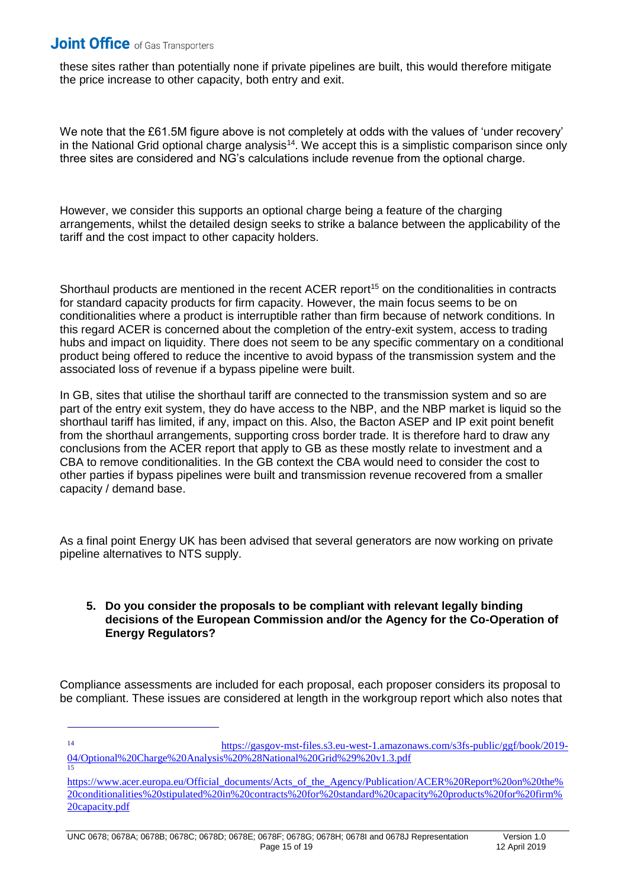these sites rather than potentially none if private pipelines are built, this would therefore mitigate the price increase to other capacity, both entry and exit.

We note that the £61.5M figure above is not completely at odds with the values of 'under recovery' in the National Grid optional charge analysis[14]. We accept this is a simplistic comparison since only three sites are considered and NG's calculations include revenue from the optional charge.

However, we consider this supports an optional charge being a feature of the charging arrangements, whilst the detailed design seeks to strike a balance between the applicability of the tariff and the cost impact to other capacity holders.

Shorthaul products are mentioned in the recent ACER report[15] on the conditionalities in contracts for standard capacity products for firm capacity. However, the main focus seems to be on conditionalities where a product is interruptible rather than firm because of network conditions. In this regard ACER is concerned about the completion of the entry-exit system, access to trading hubs and impact on liquidity. There does not seem to be any specific commentary on a conditional product being offered to reduce the incentive to avoid bypass of the transmission system and the associated loss of revenue if a bypass pipeline were built.

In GB, sites that utilise the shorthaul tariff are connected to the transmission system and so are part of the entry exit system, they do have access to the NBP, and the NBP market is liquid so the shorthaul tariff has limited, if any, impact on this. Also, the Bacton ASEP and IP exit point benefit from the shorthaul arrangements, supporting cross border trade. It is therefore hard to draw any conclusions from the ACER report that apply to GB as these mostly relate to investment and a CBA to remove conditionalities. In the GB context the CBA would need to consider the cost to other parties if bypass pipelines were built and transmission revenue recovered from a smaller capacity / demand base.

As a final point Energy UK has been advised that several generators are now working on private pipeline alternatives to NTS supply.

5. **Do you consider the proposals to be compliant with relevant legally binding decisions of the European Commission and/or the Agency for the Co-Operation of Energy Regulators?**

Compliance assessments are included for each proposal, each proposer considers its proposal to be compliant. These issues are considered at length in the workgroup report which also notes that

---

[14] https://gasgov-mst-files.s3.eu-west-1.amazonaws.com/s3fs-public/ggf/book/2019-04/Optional%20Charge%20Analysis%20%28National%20Grid%29%20v1.3.pdf

[15] https://www.acer.europa.eu/Official_documents/Acts_of_the_Agency/Publication/ACER%20Report%20on%20the%20conditionalities%20stipulated%20in%20contracts%20for%20standard%20capacity%20products%20for%20firm%20capacity.pdf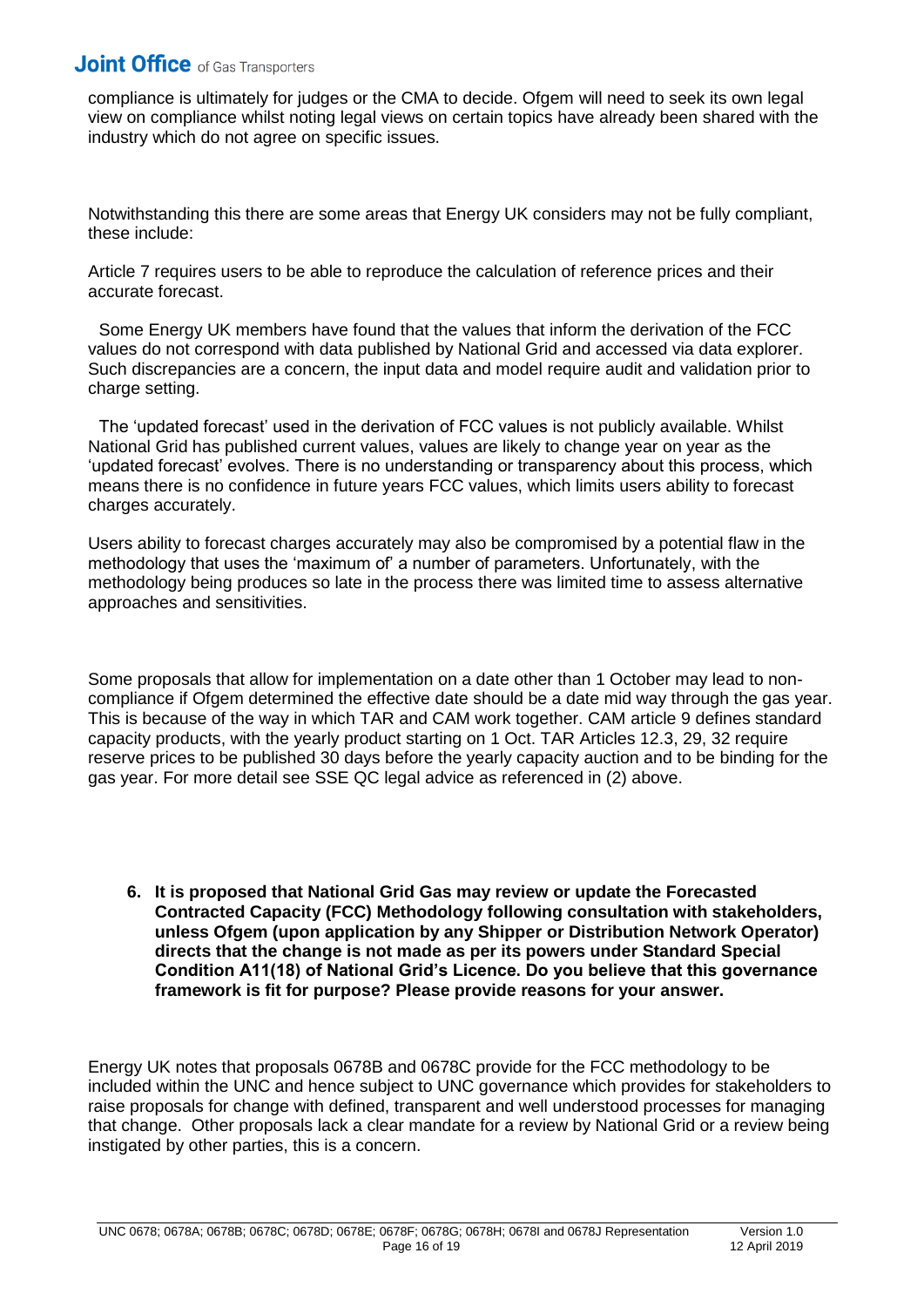compliance is ultimately for judges or the CMA to decide. Ofgem will need to seek its own legal view on compliance whilst noting legal views on certain topics have already been shared with the industry which do not agree on specific issues.

Notwithstanding this there are some areas that Energy UK considers may not be fully compliant, these include:

Article 7 requires users to be able to reproduce the calculation of reference prices and their accurate forecast.

Some Energy UK members have found that the values that inform the derivation of the FCC values do not correspond with data published by National Grid and accessed via data explorer. Such discrepancies are a concern, the input data and model require audit and validation prior to charge setting.

The 'updated forecast' used in the derivation of FCC values is not publicly available. Whilst National Grid has published current values, values are likely to change year on year as the 'updated forecast' evolves. There is no understanding or transparency about this process, which means there is no confidence in future years FCC values, which limits users ability to forecast charges accurately.

Users ability to forecast charges accurately may also be compromised by a potential flaw in the methodology that uses the 'maximum of' a number of parameters. Unfortunately, with the methodology being produces so late in the process there was limited time to assess alternative approaches and sensitivities.

Some proposals that allow for implementation on a date other than 1 October may lead to non-compliance if Ofgem determined the effective date should be a date mid way through the gas year. This is because of the way in which TAR and CAM work together. CAM article 9 defines standard capacity products, with the yearly product starting on 1 Oct. TAR Articles 12.3, 29, 32 require reserve prices to be published 30 days before the yearly capacity auction and to be binding for the gas year. For more detail see SSE QC legal advice as referenced in (2) above.

6. **It is proposed that National Grid Gas may review or update the Forecasted Contracted Capacity (FCC) Methodology following consultation with stakeholders, unless Ofgem (upon application by any Shipper or Distribution Network Operator) directs that the change is not made as per its powers under Standard Special Condition A11(18) of National Grid's Licence. Do you believe that this governance framework is fit for purpose? Please provide reasons for your answer.**

Energy UK notes that proposals 0678B and 0678C provide for the FCC methodology to be included within the UNC and hence subject to UNC governance which provides for stakeholders to raise proposals for change with defined, transparent and well understood processes for managing that change. Other proposals lack a clear mandate for a review by National Grid or a review being instigated by other parties, this is a concern.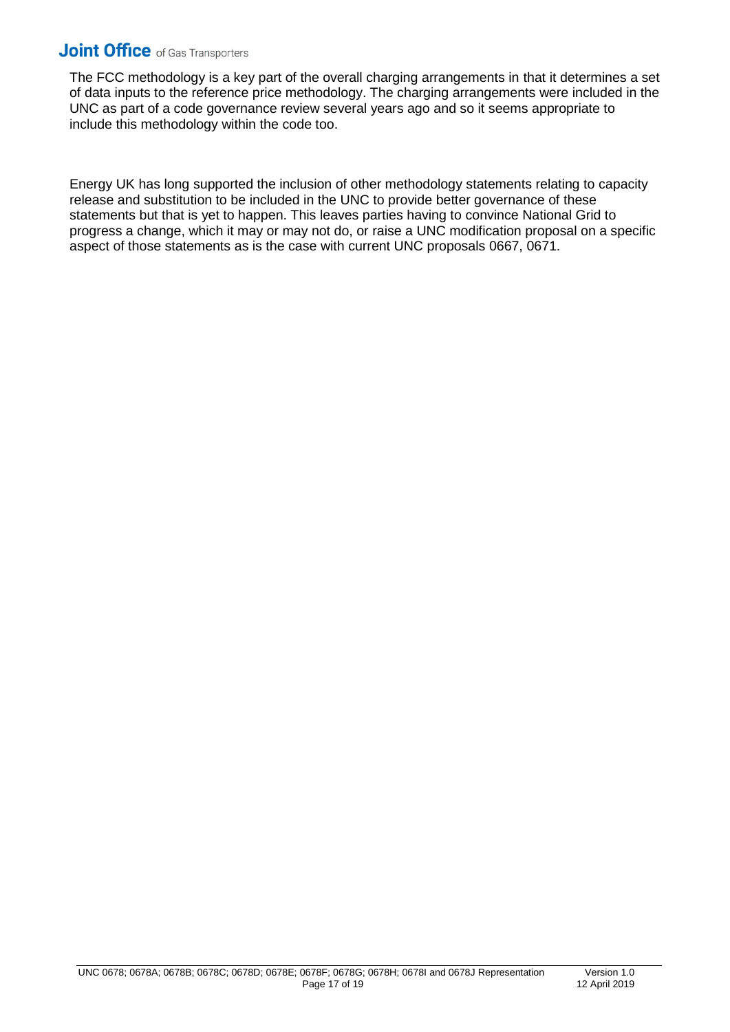The FCC methodology is a key part of the overall charging arrangements in that it determines a set of data inputs to the reference price methodology. The charging arrangements were included in the UNC as part of a code governance review several years ago and so it seems appropriate to include this methodology within the code too.

Energy UK has long supported the inclusion of other methodology statements relating to capacity release and substitution to be included in the UNC to provide better governance of these statements but that is yet to happen. This leaves parties having to convince National Grid to progress a change, which it may or may not do, or raise a UNC modification proposal on a specific aspect of those statements as is the case with current UNC proposals 0667, 0671.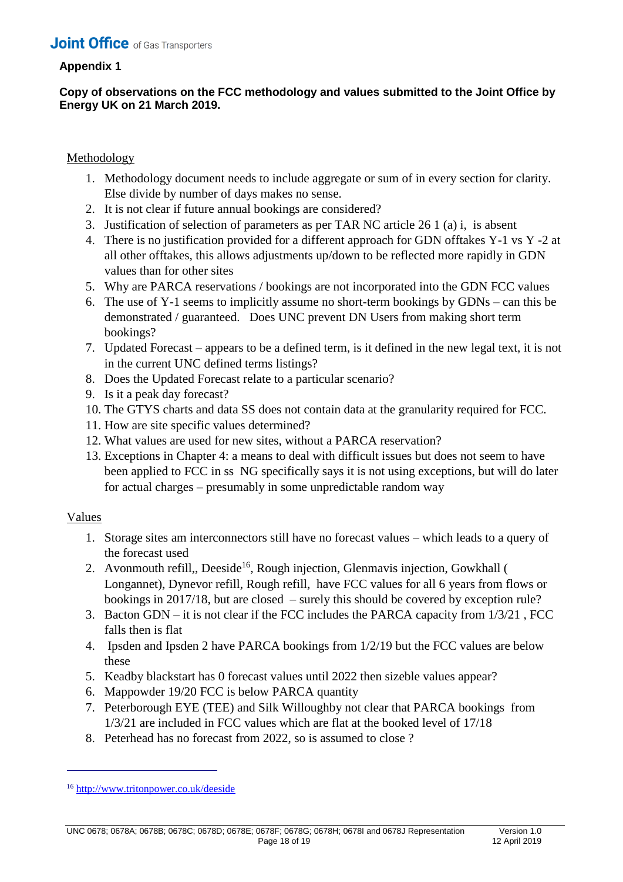**Appendix 1**

**Copy of observations on the FCC methodology and values submitted to the Joint Office by Energy UK on 21 March 2019.**

Methodology

1. Methodology document needs to include aggregate or sum of in every section for clarity. Else divide by number of days makes no sense.
2. It is not clear if future annual bookings are considered?
3. Justification of selection of parameters as per TAR NC article 26 1 (a) i, is absent
4. There is no justification provided for a different approach for GDN offtakes Y-1 vs Y -2 at all other offtakes, this allows adjustments up/down to be reflected more rapidly in GDN values than for other sites
5. Why are PARCA reservations / bookings are not incorporated into the GDN FCC values
6. The use of Y-1 seems to implicitly assume no short-term bookings by GDNs – can this be demonstrated / guaranteed. Does UNC prevent DN Users from making short term bookings?
7. Updated Forecast – appears to be a defined term, is it defined in the new legal text, it is not in the current UNC defined terms listings?
8. Does the Updated Forecast relate to a particular scenario?
9. Is it a peak day forecast?
10. The GTYS charts and data SS does not contain data at the granularity required for FCC.
11. How are site specific values determined?
12. What values are used for new sites, without a PARCA reservation?
13. Exceptions in Chapter 4: a means to deal with difficult issues but does not seem to have been applied to FCC in ss NG specifically says it is not using exceptions, but will do later for actual charges – presumably in some unpredictable random way

Values

1. Storage sites am interconnectors still have no forecast values – which leads to a query of the forecast used
2. Avonmouth refill,, Deeside[16], Rough injection, Glenmavis injection, Gowkhall ( Longannet), Dynevor refill, Rough refill, have FCC values for all 6 years from flows or bookings in 2017/18, but are closed – surely this should be covered by exception rule?
3. Bacton GDN – it is not clear if the FCC includes the PARCA capacity from 1/3/21 , FCC falls then is flat
4. Ipsden and Ipsden 2 have PARCA bookings from 1/2/19 but the FCC values are below these
5. Keadby blackstart has 0 forecast values until 2022 then sizeble values appear?
6. Mappowder 19/20 FCC is below PARCA quantity
7. Peterborough EYE (TEE) and Silk Willoughby not clear that PARCA bookings from 1/3/21 are included in FCC values which are flat at the booked level of 17/18
8. Peterhead has no forecast from 2022, so is assumed to close ?

---

[16] http://www.tritonpower.co.uk/deeside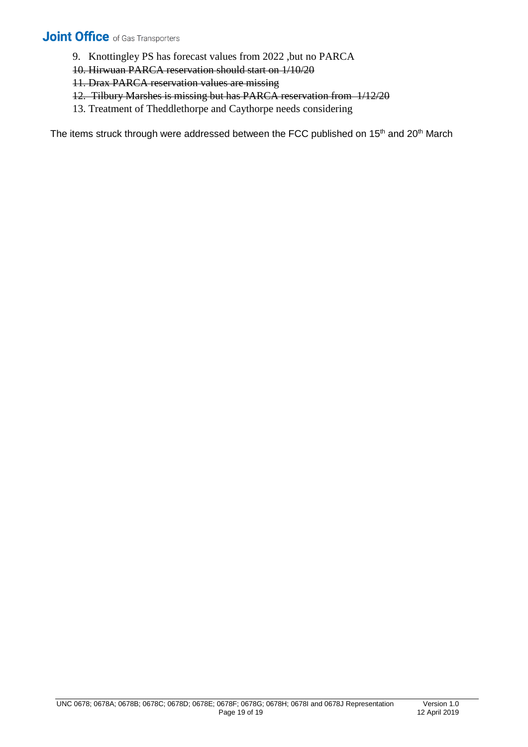9. Knottingley PS has forecast values from 2022 ,but no PARCA
10. ~~Hirwuan PARCA reservation should start on 1/10/20~~
11. ~~Drax PARCA reservation values are missing~~
12. ~~Tilbury Marshes is missing but has PARCA reservation from 1/12/20~~
13. Treatment of Theddlethorpe and Caythorpe needs considering

The items struck through were addressed between the FCC published on 15th and 20th March